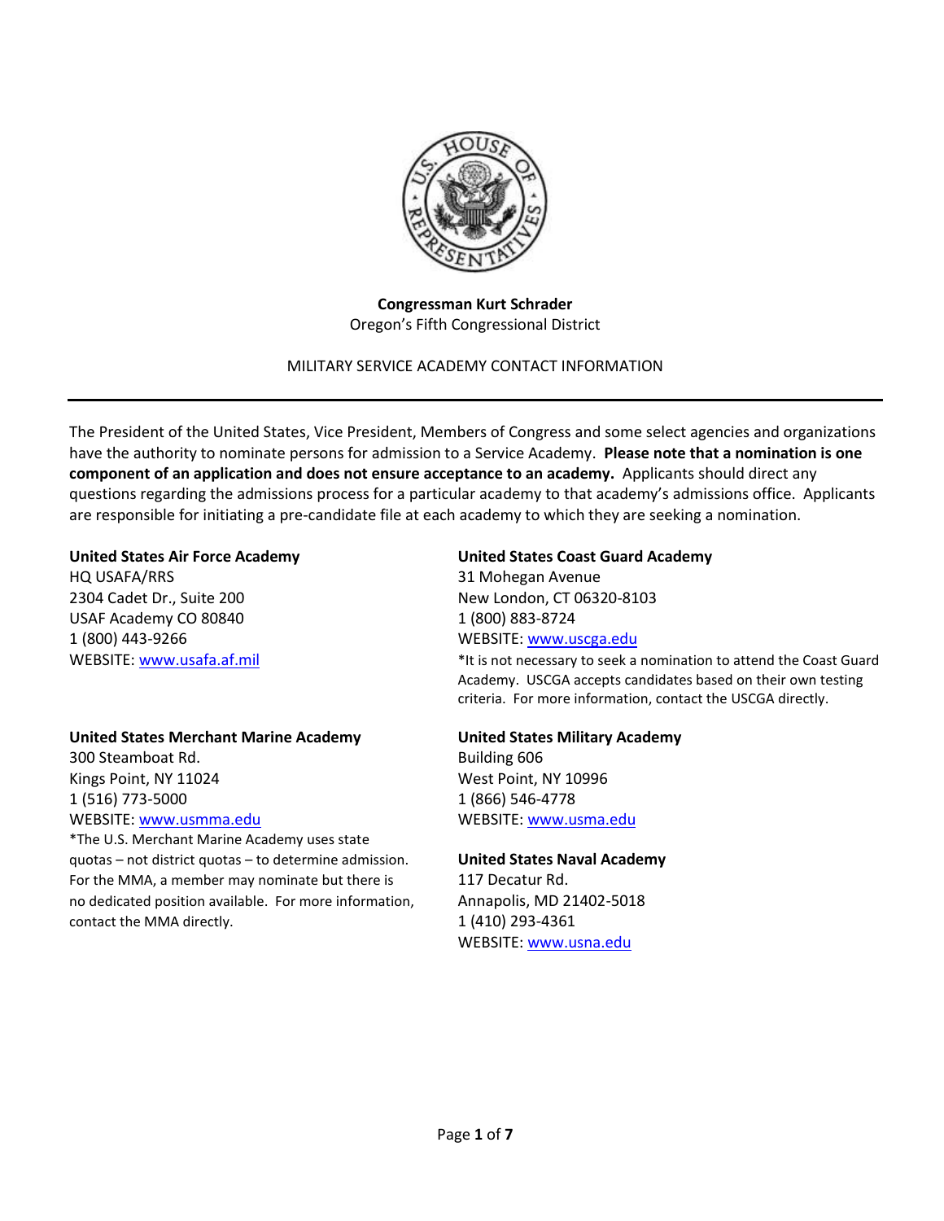**Congressman Kurt Schrader**
Oregon's Fifth Congressional District

MILITARY SERVICE ACADEMY CONTACT INFORMATION

---

The President of the United States, Vice President, Members of Congress and some select agencies and organizations have the authority to nominate persons for admission to a Service Academy. **Please note that a nomination is one component of an application and does not ensure acceptance to an academy.** Applicants should direct any questions regarding the admissions process for a particular academy to that academy's admissions office. Applicants are responsible for initiating a pre-candidate file at each academy to which they are seeking a nomination.

**United States Air Force Academy**
HQ USAFA/RRS
2304 Cadet Dr., Suite 200
USAF Academy CO 80840
1 (800) 443-9266
WEBSITE: www.usafa.af.mil

**United States Merchant Marine Academy**
300 Steamboat Rd.
Kings Point, NY 11024
1 (516) 773-5000
WEBSITE: www.usmma.edu
*The U.S. Merchant Marine Academy uses state quotas – not district quotas – to determine admission. For the MMA, a member may nominate but there is no dedicated position available. For more information, contact the MMA directly.

**United States Coast Guard Academy**
31 Mohegan Avenue
New London, CT 06320-8103
1 (800) 883-8724
WEBSITE: www.uscga.edu
*It is not necessary to seek a nomination to attend the Coast Guard Academy. USCGA accepts candidates based on their own testing criteria. For more information, contact the USCGA directly.

**United States Military Academy**
Building 606
West Point, NY 10996
1 (866) 546-4778
WEBSITE: www.usma.edu

**United States Naval Academy**
117 Decatur Rd.
Annapolis, MD 21402-5018
1 (410) 293-4361
WEBSITE: www.usna.edu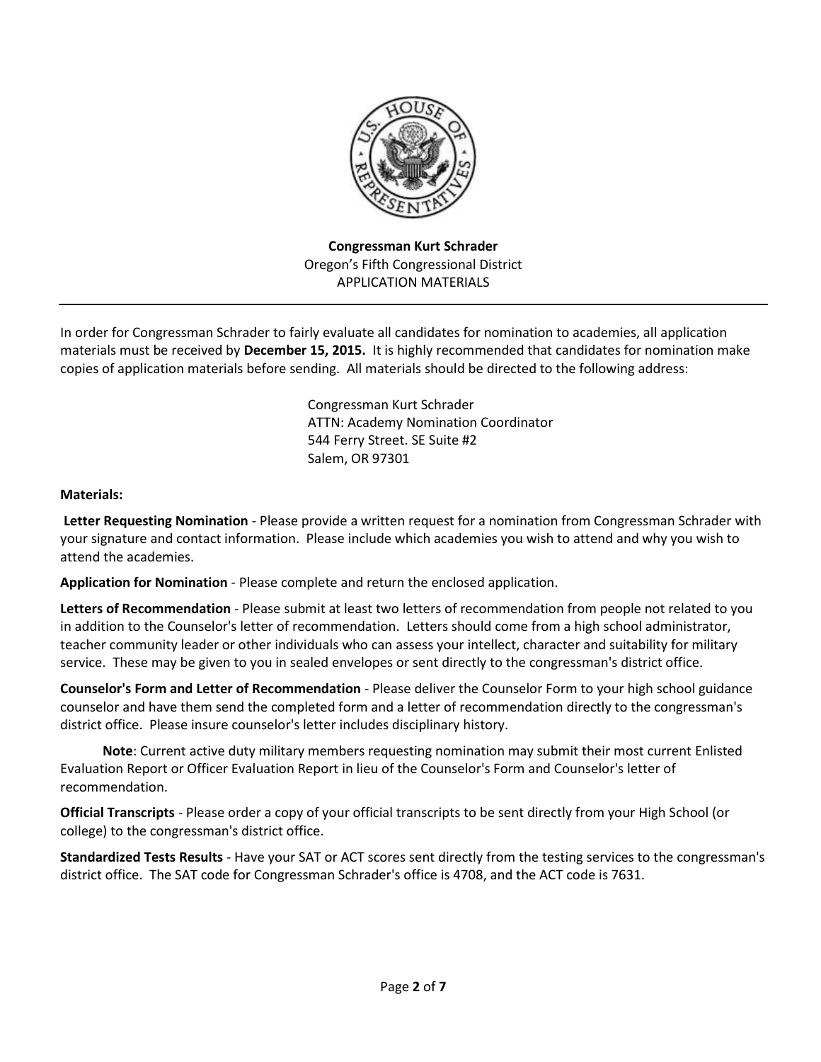**Congressman Kurt Schrader**
Oregon's Fifth Congressional District
APPLICATION MATERIALS

---

In order for Congressman Schrader to fairly evaluate all candidates for nomination to academies, all application materials must be received by **December 15, 2015.** It is highly recommended that candidates for nomination make copies of application materials before sending. All materials should be directed to the following address:

> Congressman Kurt Schrader
> ATTN: Academy Nomination Coordinator
> 544 Ferry Street. SE Suite #2
> Salem, OR 97301

**Materials:**

**Letter Requesting Nomination** - Please provide a written request for a nomination from Congressman Schrader with your signature and contact information. Please include which academies you wish to attend and why you wish to attend the academies.

**Application for Nomination** - Please complete and return the enclosed application.

**Letters of Recommendation** - Please submit at least two letters of recommendation from people not related to you in addition to the Counselor's letter of recommendation. Letters should come from a high school administrator, teacher community leader or other individuals who can assess your intellect, character and suitability for military service. These may be given to you in sealed envelopes or sent directly to the congressman's district office.

**Counselor's Form and Letter of Recommendation** - Please deliver the Counselor Form to your high school guidance counselor and have them send the completed form and a letter of recommendation directly to the congressman's district office. Please insure counselor's letter includes disciplinary history.

**Note**: Current active duty military members requesting nomination may submit their most current Enlisted Evaluation Report or Officer Evaluation Report in lieu of the Counselor's Form and Counselor's letter of recommendation.

**Official Transcripts** - Please order a copy of your official transcripts to be sent directly from your High School (or college) to the congressman's district office.

**Standardized Tests Results** - Have your SAT or ACT scores sent directly from the testing services to the congressman's district office. The SAT code for Congressman Schrader's office is 4708, and the ACT code is 7631.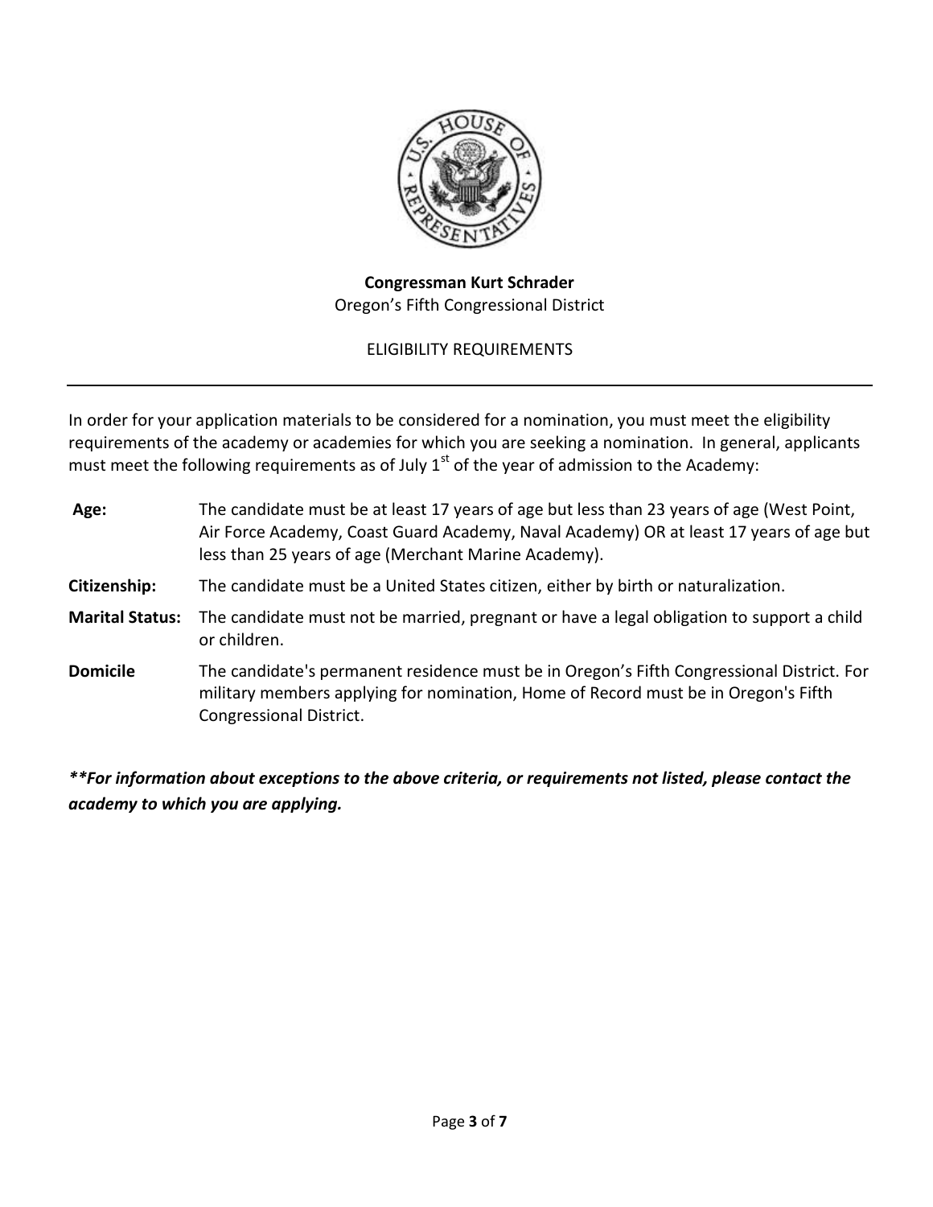**Congressman Kurt Schrader**
Oregon's Fifth Congressional District

ELIGIBILITY REQUIREMENTS

---

In order for your application materials to be considered for a nomination, you must meet the eligibility requirements of the academy or academies for which you are seeking a nomination. In general, applicants must meet the following requirements as of July 1st of the year of admission to the Academy:

**Age:** The candidate must be at least 17 years of age but less than 23 years of age (West Point, Air Force Academy, Coast Guard Academy, Naval Academy) OR at least 17 years of age but less than 25 years of age (Merchant Marine Academy).

**Citizenship:** The candidate must be a United States citizen, either by birth or naturalization.

**Marital Status:** The candidate must not be married, pregnant or have a legal obligation to support a child or children.

**Domicile** The candidate's permanent residence must be in Oregon's Fifth Congressional District. For military members applying for nomination, Home of Record must be in Oregon's Fifth Congressional District.

***\*\*For information about exceptions to the above criteria, or requirements not listed, please contact the academy to which you are applying.***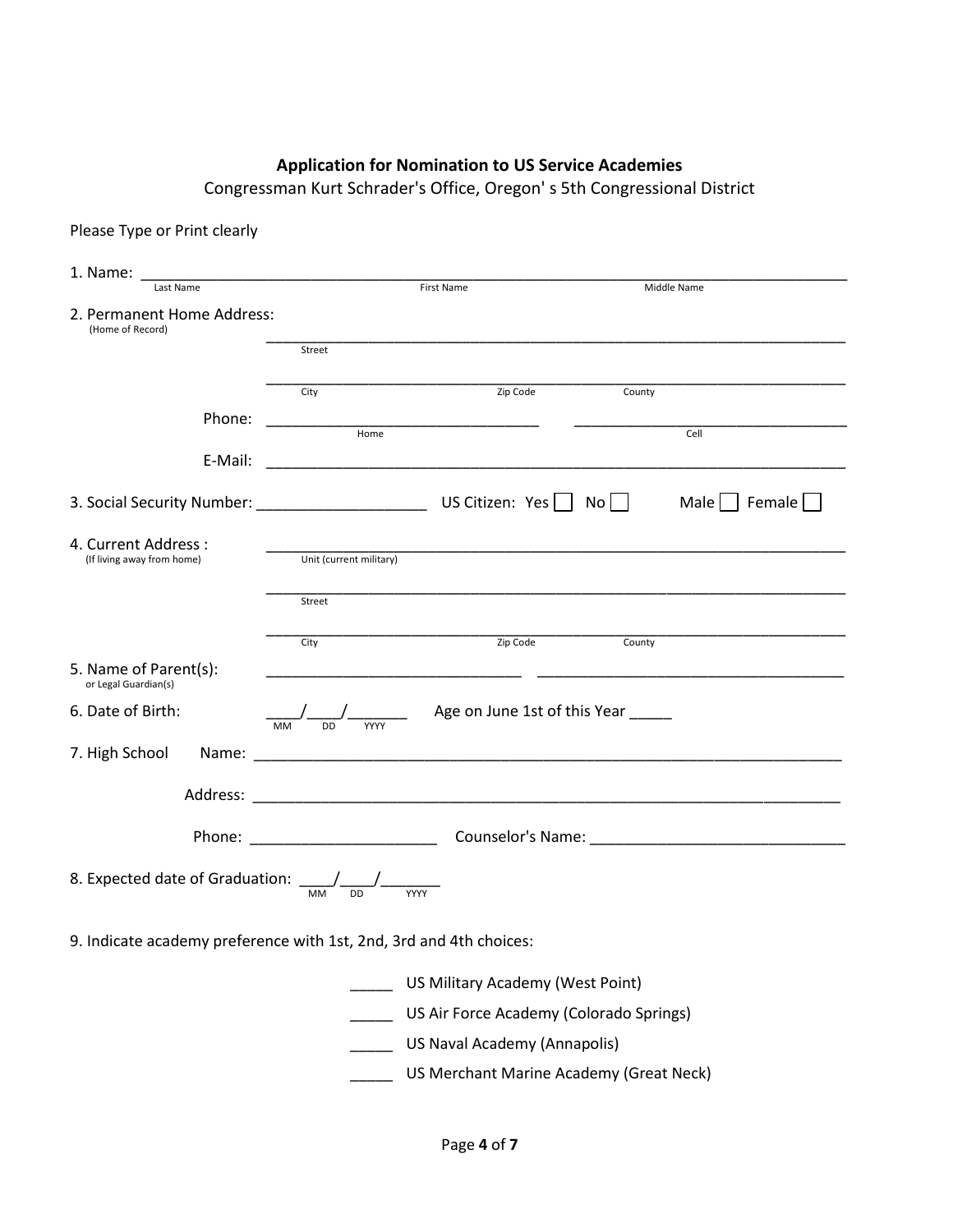**Application for Nomination to US Service Academies**

Congressman Kurt Schrader's Office, Oregon' s 5th Congressional District

Please Type or Print clearly

1. Name: ______________________________________________________________
   Last Name First Name Middle Name

2. Permanent Home Address:
   (Home of Record)

   ______________________________________________________________
   Street

   ______________________________________________________________
   City Zip Code County

   Phone: ______________________ ______________________
   Home Cell

   E-Mail: ______________________________________________________________

3. Social Security Number: ____________________ US Citizen: Yes ☐ No ☐ Male ☐ Female ☐

4. Current Address :
   (If living away from home)

   ______________________________________________________________
   Unit (current military)

   ______________________________________________________________
   Street

   ______________________________________________________________
   City Zip Code County

5. Name of Parent(s):
   or Legal Guardian(s)
   ____________________________ ____________________________

6. Date of Birth: ____/____/_______ Age on June 1st of this Year _____
   MM DD YYYY

7. High School Name: ______________________________________________________________

   Address: ______________________________________________________________

   Phone: ______________________ Counselor's Name: ____________________________

8. Expected date of Graduation: ____/____/_______
   MM DD YYYY

9. Indicate academy preference with 1st, 2nd, 3rd and 4th choices:

   _____ US Military Academy (West Point)

   _____ US Air Force Academy (Colorado Springs)

   _____ US Naval Academy (Annapolis)

   _____ US Merchant Marine Academy (Great Neck)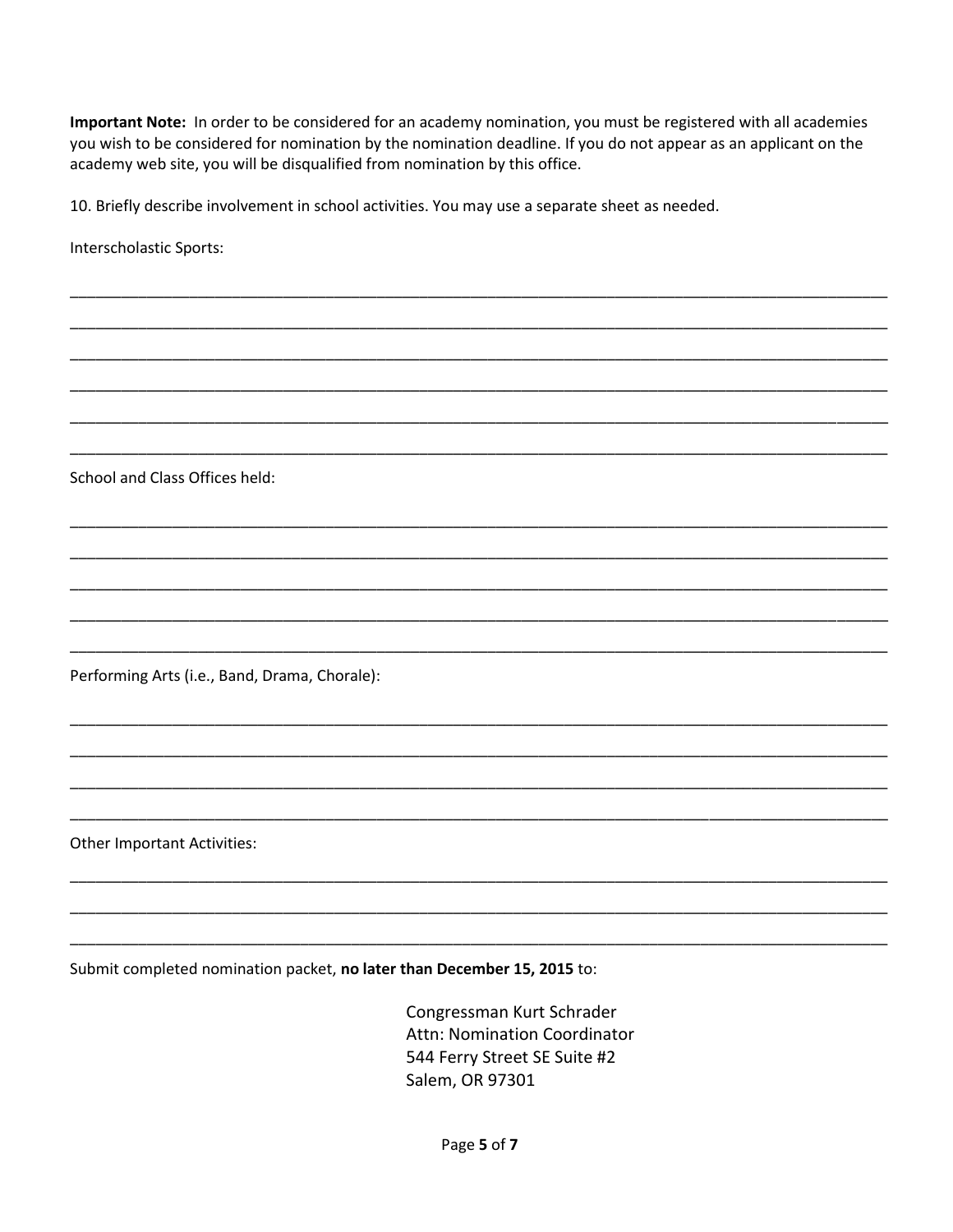**Important Note:** In order to be considered for an academy nomination, you must be registered with all academies you wish to be considered for nomination by the nomination deadline. If you do not appear as an applicant on the academy web site, you will be disqualified from nomination by this office.

10. Briefly describe involvement in school activities. You may use a separate sheet as needed.

Interscholastic Sports:

_______________________________________________________________________________________

_______________________________________________________________________________________

_______________________________________________________________________________________

_______________________________________________________________________________________

_______________________________________________________________________________________

_______________________________________________________________________________________

School and Class Offices held:

_______________________________________________________________________________________

_______________________________________________________________________________________

_______________________________________________________________________________________

_______________________________________________________________________________________

_______________________________________________________________________________________

Performing Arts (i.e., Band, Drama, Chorale):

_______________________________________________________________________________________

_______________________________________________________________________________________

_______________________________________________________________________________________

_______________________________________________________________________________________

Other Important Activities:

_______________________________________________________________________________________

_______________________________________________________________________________________

_______________________________________________________________________________________

Submit completed nomination packet, **no later than December 15, 2015** to:

Congressman Kurt Schrader
Attn: Nomination Coordinator
544 Ferry Street SE Suite #2
Salem, OR 97301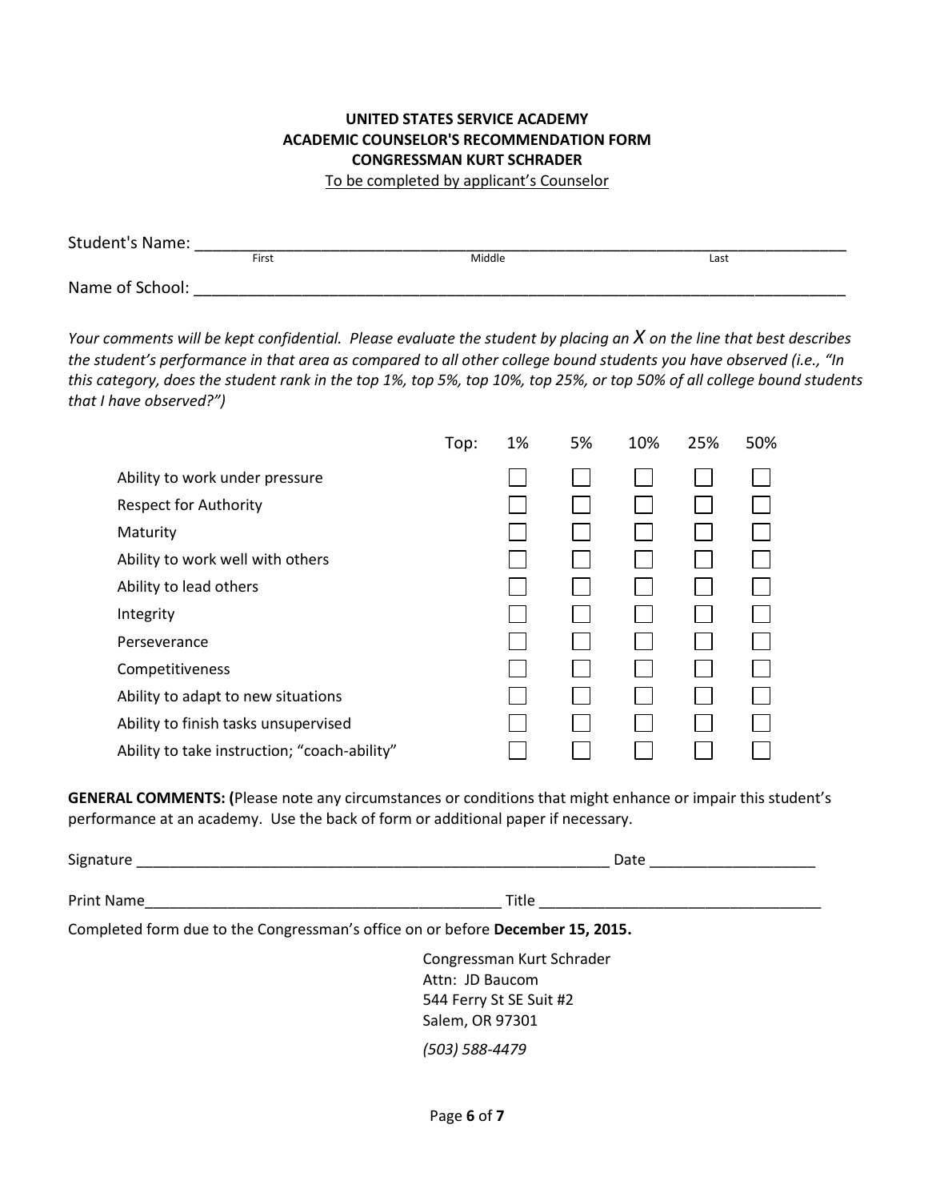**UNITED STATES SERVICE ACADEMY**
**ACADEMIC COUNSELOR'S RECOMMENDATION FORM**
**CONGRESSMAN KURT SCHRADER**
To be completed by applicant's Counselor

Student's Name: ______________________________________________________________________
First                    Middle                    Last

Name of School: ______________________________________________________________________

*Your comments will be kept confidential. Please evaluate the student by placing an X on the line that best describes the student's performance in that area as compared to all other college bound students you have observed (i.e., "In this category, does the student rank in the top 1%, top 5%, top 10%, top 25%, or top 50% of all college bound students that I have observed?")*

| Top: | 1% | 5% | 10% | 25% | 50% |
|---|---|---|---|---|---|
| Ability to work under pressure | ☐ | ☐ | ☐ | ☐ | ☐ |
| Respect for Authority | ☐ | ☐ | ☐ | ☐ | ☐ |
| Maturity | ☐ | ☐ | ☐ | ☐ | ☐ |
| Ability to work well with others | ☐ | ☐ | ☐ | ☐ | ☐ |
| Ability to lead others | ☐ | ☐ | ☐ | ☐ | ☐ |
| Integrity | ☐ | ☐ | ☐ | ☐ | ☐ |
| Perseverance | ☐ | ☐ | ☐ | ☐ | ☐ |
| Competitiveness | ☐ | ☐ | ☐ | ☐ | ☐ |
| Ability to adapt to new situations | ☐ | ☐ | ☐ | ☐ | ☐ |
| Ability to finish tasks unsupervised | ☐ | ☐ | ☐ | ☐ | ☐ |
| Ability to take instruction; "coach-ability" | ☐ | ☐ | ☐ | ☐ | ☐ |

**GENERAL COMMENTS: (**Please note any circumstances or conditions that might enhance or impair this student's performance at an academy. Use the back of form or additional paper if necessary.

Signature ___________________________________________________________ Date ____________________

Print Name___________________________________________ Title _________________________________

Completed form due to the Congressman's office on or before **December 15, 2015.**

Congressman Kurt Schrader
Attn: JD Baucom
544 Ferry St SE Suit #2
Salem, OR 97301

*(503) 588-4479*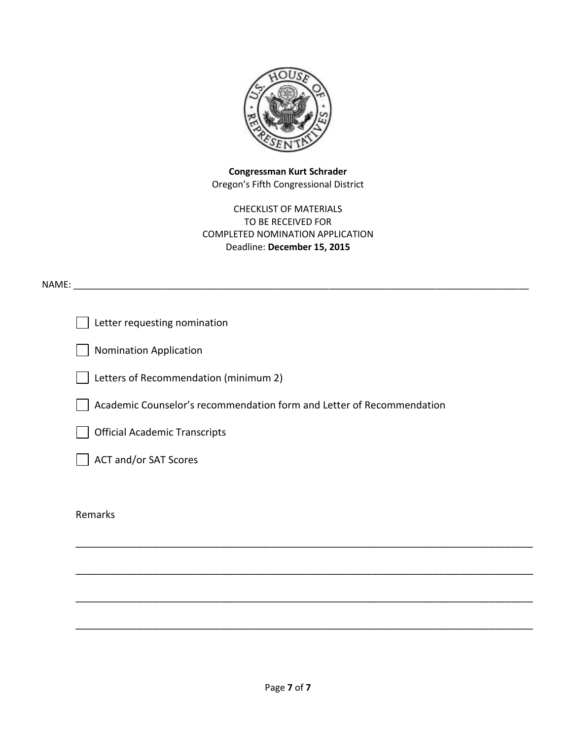**Congressman Kurt Schrader**
Oregon's Fifth Congressional District

CHECKLIST OF MATERIALS
TO BE RECEIVED FOR
COMPLETED NOMINATION APPLICATION
Deadline: **December 15, 2015**

NAME: ____________________________________________________________

- [ ] Letter requesting nomination
- [ ] Nomination Application
- [ ] Letters of Recommendation (minimum 2)
- [ ] Academic Counselor's recommendation form and Letter of Recommendation
- [ ] Official Academic Transcripts
- [ ] ACT and/or SAT Scores

Remarks

____________________________________________________________

____________________________________________________________

____________________________________________________________

____________________________________________________________